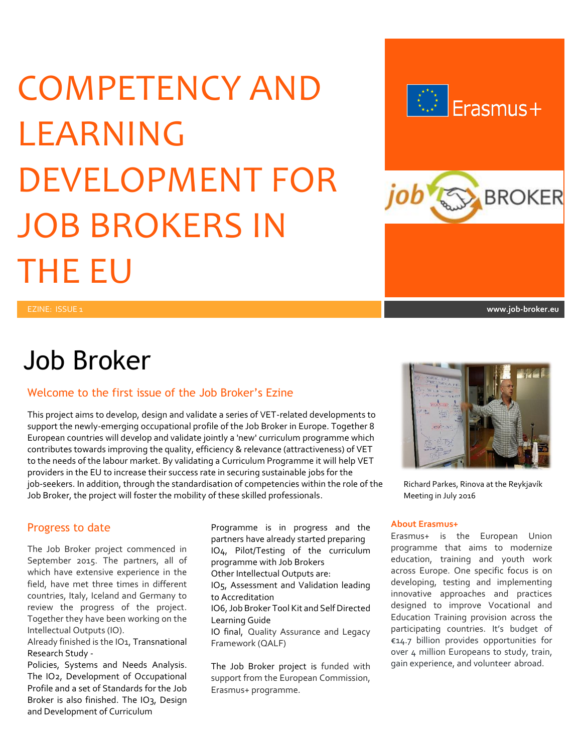# COMPETENCY AND LEARNING DEVELOPMENT FOR JOB BROKERS IN THE EU

EZINE: ISSUE 1

www.job-broker.eu

# Job Broker

## Welcome to the first issue of the Job Broker's Ezine

This project aims to develop, design and validate a series of VET-related developments to support the newly-emerging occupational profile of the Job Broker in Europe. Together 8 European countries will develop and validate jointly a 'new' curriculum programme which contributes towards improving the quality, efficiency & relevance (attractiveness) of VET to the needs of the labour market. By validating a Curriculum Programme it will help VET providers in the EU to increase their success rate in securing sustainable jobs for the job-seekers. In addition, through the standardisation of competencies within the role of the Job Broker, the project will foster the mobility of these skilled professionals.

Richard Parkes, Rinova at the Reykjavík Meeting in July 2016

## Progress to date

The Job Broker project commenced in September 2015. The partners, all of which have extensive experience in the field, have met three times in different countries, Italy, Iceland and Germany to review the progress of the project. Together they have been working on the Intellectual Outputs (IO).

Already finished is the IO1, Transnational Research Study - Policies, Systems and Needs Analysis. The IO2, Development of Occupational Profile and a set of Standards for the Job Broker is also finished. The IO3, Design and Development of Curriculum Programme is in progress and the partners have already started preparing IO4, Pilot/Testing of the curriculum programme with Job Brokers

Other Intellectual Outputs are:

IO5, Assessment and Validation leading to Accreditation

IO6, Job Broker Tool Kit and Self Directed Learning Guide

IO final, Quality Assurance and Legacy Framework (QALF)

The Job Broker project is funded with support from the European Commission, Erasmus+ programme.

### About Erasmus+

Erasmus+ is the European Union programme that aims to modernize education, training and youth work across Europe. One specific focus is on developing, testing and implementing innovative approaches and practices designed to improve Vocational and Education Training provision across the participating countries. It's budget of €14.7 billion provides opportunities for over 4 million Europeans to study, train, gain experience, and volunteer abroad.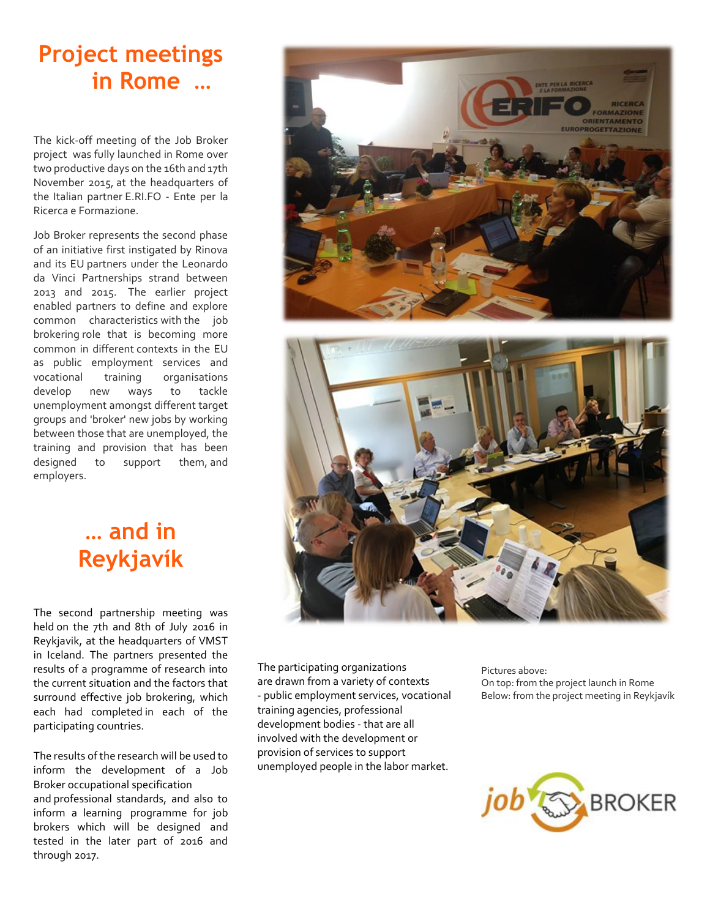# Project meetings in Rome …

The kick-off meeting of the Job Broker project was fully launched in Rome over two productive days on the 16th and 17th November 2015, at the headquarters of the Italian partner E.RI.FO - Ente per la Ricerca e Formazione.

Job Broker represents the second phase of an initiative first instigated by Rinova and its EU partners under the Leonardo da Vinci Partnerships strand between 2013 and 2015. The earlier project enabled partners to define and explore common characteristics with the job brokering role that is becoming more common in different contexts in the EU as public employment services and vocational training organisations develop new ways to tackle unemployment amongst different target groups and 'broker' new jobs by working between those that are unemployed, the training and provision that has been designed to support them, and employers.

# … and in Reykjavík

The second partnership meeting was held on the 7th and 8th of July 2016 in Reykjavik, at the headquarters of VMST in Iceland. The partners presented the results of a programme of research into the current situation and the factors that surround effective job brokering, which each had completed in each of the participating countries.

The results of the research will be used to inform the development of a Job Broker occupational specification and professional standards, and also to inform a learning programme for job brokers which will be designed and tested in the later part of 2016 and through 2017.

The participating organizations are drawn from a variety of contexts - public employment services, vocational training agencies, professional development bodies - that are all involved with the development or provision of services to support unemployed people in the labor market.

Pictures above:
On top: from the project launch in Rome
Below: from the project meeting in Reykjavík

job BROKER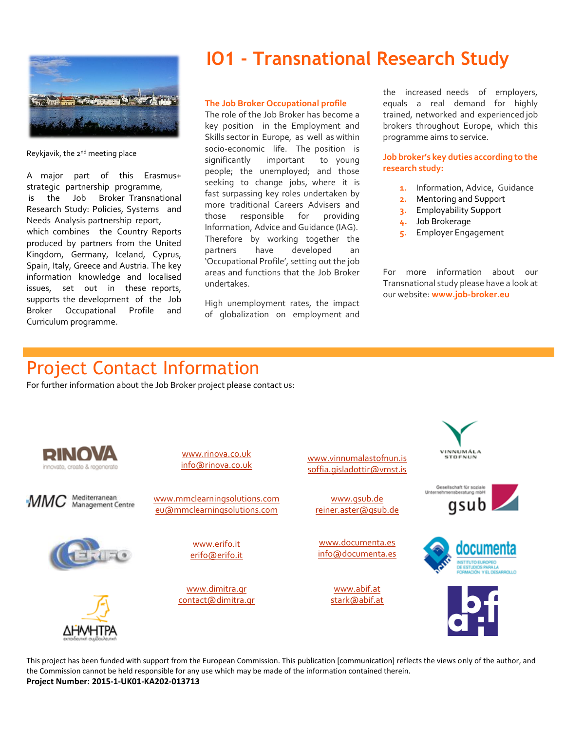Reykjavik, the 2nd meeting place

A major part of this Erasmus+ strategic partnership programme, is the Job Broker Transnational Research Study: Policies, Systems and Needs Analysis partnership report, which combines the Country Reports produced by partners from the United Kingdom, Germany, Iceland, Cyprus, Spain, Italy, Greece and Austria. The key information knowledge and localised issues, set out in these reports, supports the development of the Job Broker Occupational Profile and Curriculum programme.

# IO1 - Transnational Research Study

### The Job Broker Occupational profile

The role of the Job Broker has become a key position in the Employment and Skills sector in Europe, as well as within socio-economic life. The position is significantly important to young people; the unemployed; and those seeking to change jobs, where it is fast surpassing key roles undertaken by more traditional Careers Advisers and those responsible for providing Information, Advice and Guidance (IAG). Therefore by working together the partners have developed an 'Occupational Profile', setting out the job areas and functions that the Job Broker undertakes.

High unemployment rates, the impact of globalization on employment and the increased needs of employers, equals a real demand for highly trained, networked and experienced job brokers throughout Europe, which this programme aims to service.

### Job broker's key duties according to the research study:

1. Information, Advice, Guidance
2. Mentoring and Support
3. Employability Support
4. Job Brokerage
5. Employer Engagement

For more information about our Transnational study please have a look at our website: **www.job-broker.eu**

# Project Contact Information

For further information about the Job Broker project please contact us:

| | | | |
|---|---|---|---|
| RINOVA innovate, create & regenerate | www.rinova.co.uk<br>info@rinova.co.uk | www.vinnumalastofnun.is<br>soffia.gisladottir@vmst.is | VINNUMÁLA STOFNUN |
| MMC Mediterranean Management Centre | www.mmclearningsolutions.com<br>eu@mmclearningsolutions.com | www.gsub.de<br>reiner.aster@gsub.de | Gesellschaft für soziale Unternehmensberatung mbH gsub |
| ERIFO | www.erifo.it<br>erifo@erifo.it | www.documenta.es<br>info@documenta.es | documenta INSTITUTO EUROPEO DE ESTUDIOS PARA LA FORMACIÓN Y EL DESARROLLO |
| ΔΗΜΗΤΡΑ εκπαιδευτική συμβουλευτική | www.dimitra.gr<br>contact@dimitra.gr | www.abif.at<br>stark@abif.at | abif |

This project has been funded with support from the European Commission. This publication [communication] reflects the views only of the author, and the Commission cannot be held responsible for any use which may be made of the information contained therein.
**Project Number: 2015-1-UK01-KA202-013713**